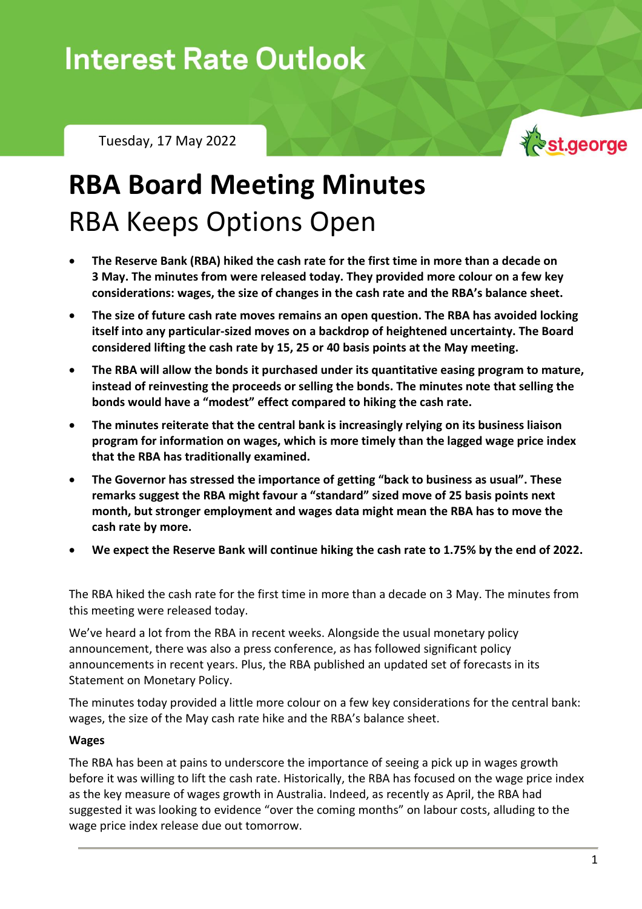# Interest Rate Outlook

Tuesday, 17 May 2022

st.george

# RBA Board Meeting Minutes

## RBA Keeps Options Open

- **The Reserve Bank (RBA) hiked the cash rate for the first time in more than a decade on 3 May. The minutes from were released today. They provided more colour on a few key considerations: wages, the size of changes in the cash rate and the RBA's balance sheet.**
- **The size of future cash rate moves remains an open question. The RBA has avoided locking itself into any particular-sized moves on a backdrop of heightened uncertainty. The Board considered lifting the cash rate by 15, 25 or 40 basis points at the May meeting.**
- **The RBA will allow the bonds it purchased under its quantitative easing program to mature, instead of reinvesting the proceeds or selling the bonds. The minutes note that selling the bonds would have a "modest" effect compared to hiking the cash rate.**
- **The minutes reiterate that the central bank is increasingly relying on its business liaison program for information on wages, which is more timely than the lagged wage price index that the RBA has traditionally examined.**
- **The Governor has stressed the importance of getting "back to business as usual". These remarks suggest the RBA might favour a "standard" sized move of 25 basis points next month, but stronger employment and wages data might mean the RBA has to move the cash rate by more.**
- **We expect the Reserve Bank will continue hiking the cash rate to 1.75% by the end of 2022.**

The RBA hiked the cash rate for the first time in more than a decade on 3 May. The minutes from this meeting were released today.

We've heard a lot from the RBA in recent weeks. Alongside the usual monetary policy announcement, there was also a press conference, as has followed significant policy announcements in recent years. Plus, the RBA published an updated set of forecasts in its Statement on Monetary Policy.

The minutes today provided a little more colour on a few key considerations for the central bank: wages, the size of the May cash rate hike and the RBA's balance sheet.

**Wages**

The RBA has been at pains to underscore the importance of seeing a pick up in wages growth before it was willing to lift the cash rate. Historically, the RBA has focused on the wage price index as the key measure of wages growth in Australia. Indeed, as recently as April, the RBA had suggested it was looking to evidence "over the coming months" on labour costs, alluding to the wage price index release due out tomorrow.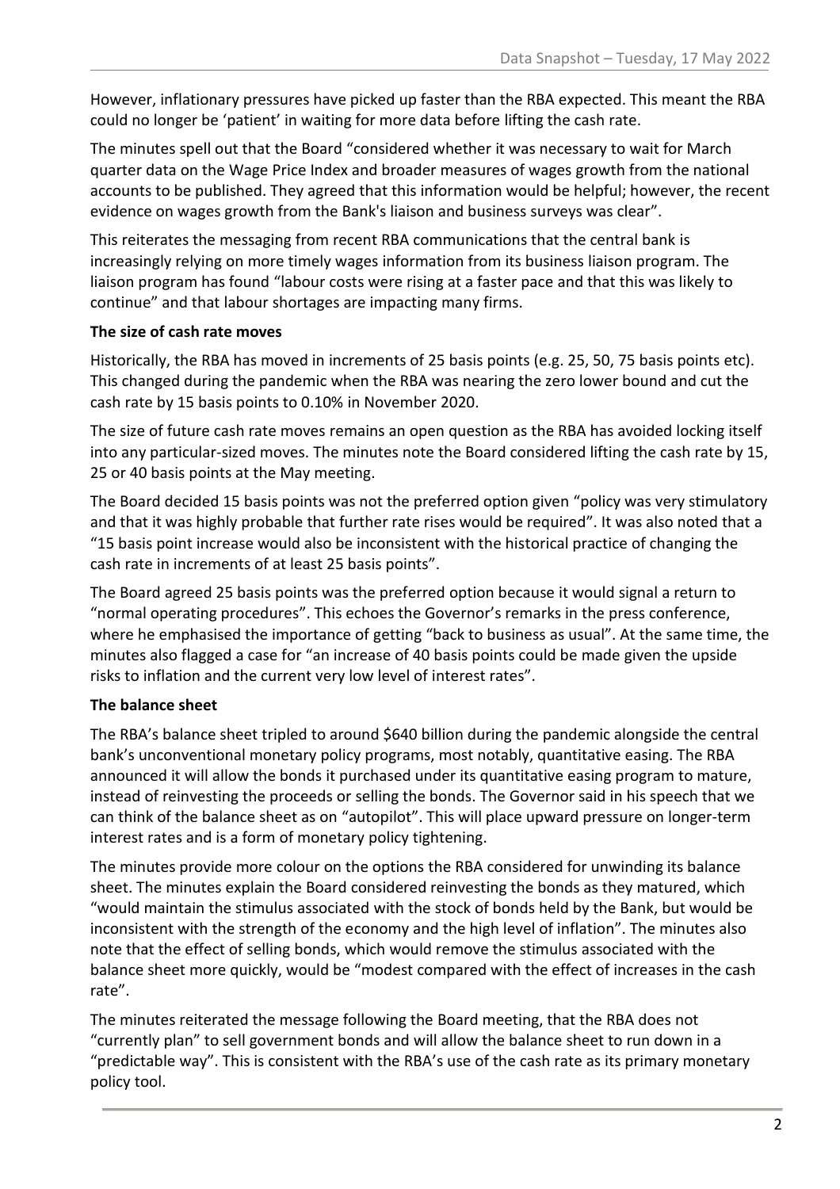However, inflationary pressures have picked up faster than the RBA expected. This meant the RBA could no longer be 'patient' in waiting for more data before lifting the cash rate.

The minutes spell out that the Board "considered whether it was necessary to wait for March quarter data on the Wage Price Index and broader measures of wages growth from the national accounts to be published. They agreed that this information would be helpful; however, the recent evidence on wages growth from the Bank's liaison and business surveys was clear".

This reiterates the messaging from recent RBA communications that the central bank is increasingly relying on more timely wages information from its business liaison program. The liaison program has found "labour costs were rising at a faster pace and that this was likely to continue" and that labour shortages are impacting many firms.

**The size of cash rate moves**

Historically, the RBA has moved in increments of 25 basis points (e.g. 25, 50, 75 basis points etc). This changed during the pandemic when the RBA was nearing the zero lower bound and cut the cash rate by 15 basis points to 0.10% in November 2020.

The size of future cash rate moves remains an open question as the RBA has avoided locking itself into any particular-sized moves. The minutes note the Board considered lifting the cash rate by 15, 25 or 40 basis points at the May meeting.

The Board decided 15 basis points was not the preferred option given "policy was very stimulatory and that it was highly probable that further rate rises would be required". It was also noted that a "15 basis point increase would also be inconsistent with the historical practice of changing the cash rate in increments of at least 25 basis points".

The Board agreed 25 basis points was the preferred option because it would signal a return to "normal operating procedures". This echoes the Governor's remarks in the press conference, where he emphasised the importance of getting "back to business as usual". At the same time, the minutes also flagged a case for "an increase of 40 basis points could be made given the upside risks to inflation and the current very low level of interest rates".

**The balance sheet**

The RBA's balance sheet tripled to around $640 billion during the pandemic alongside the central bank's unconventional monetary policy programs, most notably, quantitative easing. The RBA announced it will allow the bonds it purchased under its quantitative easing program to mature, instead of reinvesting the proceeds or selling the bonds. The Governor said in his speech that we can think of the balance sheet as on "autopilot". This will place upward pressure on longer-term interest rates and is a form of monetary policy tightening.

The minutes provide more colour on the options the RBA considered for unwinding its balance sheet. The minutes explain the Board considered reinvesting the bonds as they matured, which "would maintain the stimulus associated with the stock of bonds held by the Bank, but would be inconsistent with the strength of the economy and the high level of inflation". The minutes also note that the effect of selling bonds, which would remove the stimulus associated with the balance sheet more quickly, would be "modest compared with the effect of increases in the cash rate".

The minutes reiterated the message following the Board meeting, that the RBA does not "currently plan" to sell government bonds and will allow the balance sheet to run down in a "predictable way". This is consistent with the RBA's use of the cash rate as its primary monetary policy tool.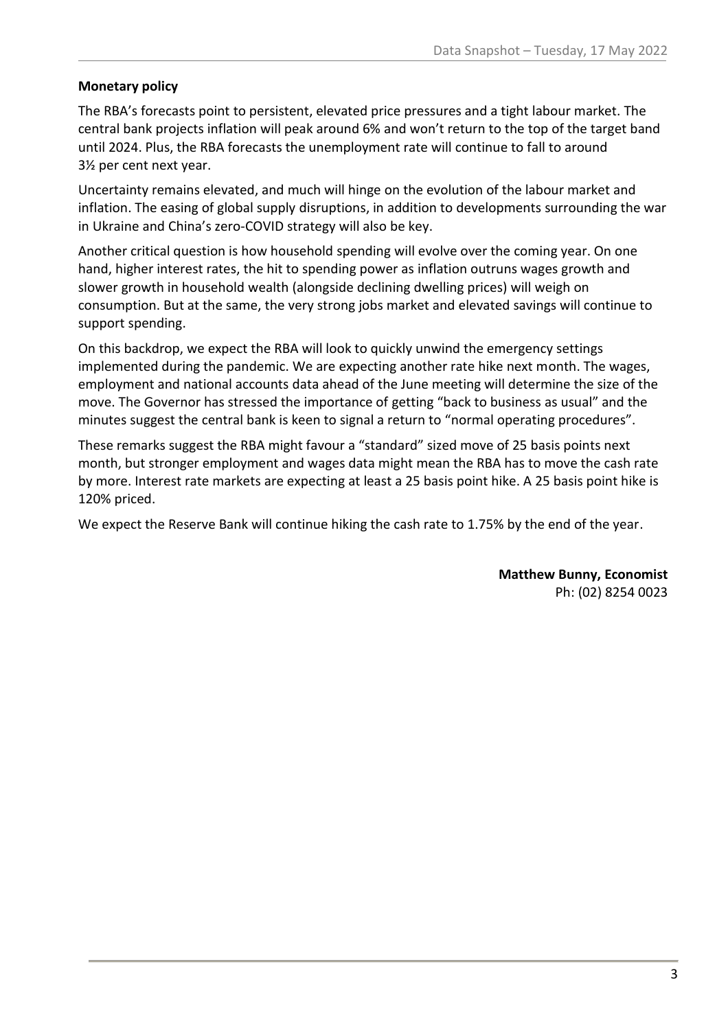**Monetary policy**

The RBA's forecasts point to persistent, elevated price pressures and a tight labour market. The central bank projects inflation will peak around 6% and won't return to the top of the target band until 2024. Plus, the RBA forecasts the unemployment rate will continue to fall to around 3½ per cent next year.

Uncertainty remains elevated, and much will hinge on the evolution of the labour market and inflation. The easing of global supply disruptions, in addition to developments surrounding the war in Ukraine and China's zero-COVID strategy will also be key.

Another critical question is how household spending will evolve over the coming year. On one hand, higher interest rates, the hit to spending power as inflation outruns wages growth and slower growth in household wealth (alongside declining dwelling prices) will weigh on consumption. But at the same, the very strong jobs market and elevated savings will continue to support spending.

On this backdrop, we expect the RBA will look to quickly unwind the emergency settings implemented during the pandemic. We are expecting another rate hike next month. The wages, employment and national accounts data ahead of the June meeting will determine the size of the move. The Governor has stressed the importance of getting "back to business as usual" and the minutes suggest the central bank is keen to signal a return to "normal operating procedures".

These remarks suggest the RBA might favour a "standard" sized move of 25 basis points next month, but stronger employment and wages data might mean the RBA has to move the cash rate by more. Interest rate markets are expecting at least a 25 basis point hike. A 25 basis point hike is 120% priced.

We expect the Reserve Bank will continue hiking the cash rate to 1.75% by the end of the year.

**Matthew Bunny, Economist**
Ph: (02) 8254 0023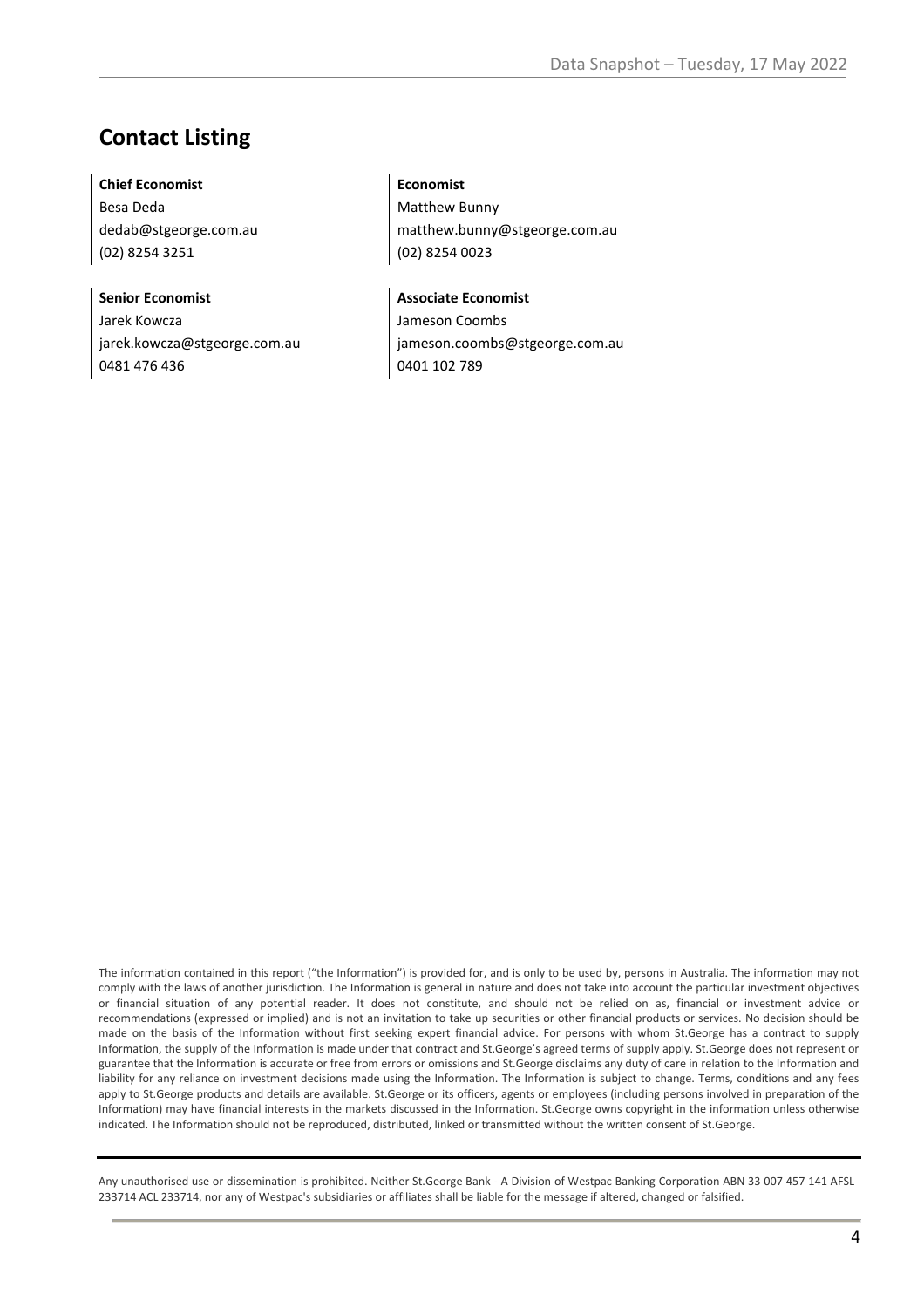## Contact Listing

**Chief Economist**
Besa Deda
dedab@stgeorge.com.au
(02) 8254 3251

**Senior Economist**
Jarek Kowcza
jarek.kowcza@stgeorge.com.au
0481 476 436

**Economist**
Matthew Bunny
matthew.bunny@stgeorge.com.au
(02) 8254 0023

**Associate Economist**
Jameson Coombs
jameson.coombs@stgeorge.com.au
0401 102 789

The information contained in this report ("the Information") is provided for, and is only to be used by, persons in Australia. The information may not comply with the laws of another jurisdiction. The Information is general in nature and does not take into account the particular investment objectives or financial situation of any potential reader. It does not constitute, and should not be relied on as, financial or investment advice or recommendations (expressed or implied) and is not an invitation to take up securities or other financial products or services. No decision should be made on the basis of the Information without first seeking expert financial advice. For persons with whom St.George has a contract to supply Information, the supply of the Information is made under that contract and St.George's agreed terms of supply apply. St.George does not represent or guarantee that the Information is accurate or free from errors or omissions and St.George disclaims any duty of care in relation to the Information and liability for any reliance on investment decisions made using the Information. The Information is subject to change. Terms, conditions and any fees apply to St.George products and details are available. St.George or its officers, agents or employees (including persons involved in preparation of the Information) may have financial interests in the markets discussed in the Information. St.George owns copyright in the information unless otherwise indicated. The Information should not be reproduced, distributed, linked or transmitted without the written consent of St.George.

Any unauthorised use or dissemination is prohibited. Neither St.George Bank - A Division of Westpac Banking Corporation ABN 33 007 457 141 AFSL 233714 ACL 233714, nor any of Westpac's subsidiaries or affiliates shall be liable for the message if altered, changed or falsified.